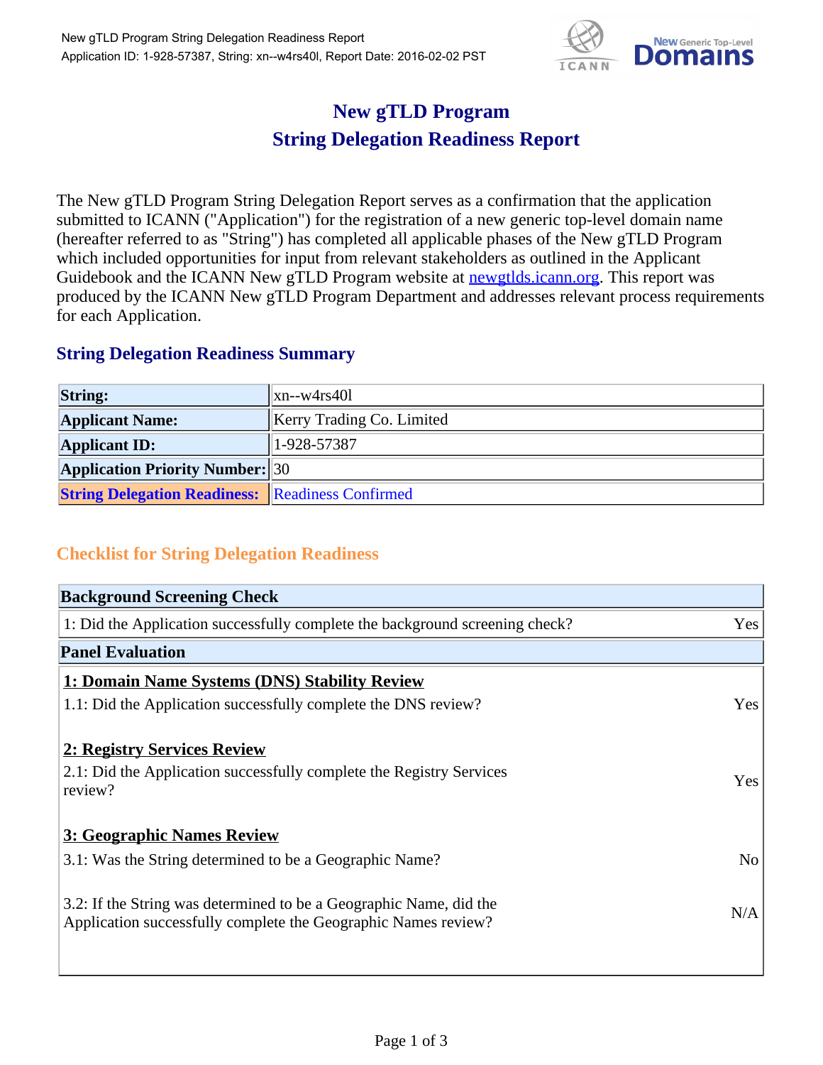# New gTLD Program
# String Delegation Readiness Report

The New gTLD Program String Delegation Report serves as a confirmation that the application submitted to ICANN ("Application") for the registration of a new generic top-level domain name (hereafter referred to as "String") has completed all applicable phases of the New gTLD Program which included opportunities for input from relevant stakeholders as outlined in the Applicant Guidebook and the ICANN New gTLD Program website at newgtlds.icann.org. This report was produced by the ICANN New gTLD Program Department and addresses relevant process requirements for each Application.

## String Delegation Readiness Summary

| | |
|---|---|
| **String:** | xn--w4rs40l |
| **Applicant Name:** | Kerry Trading Co. Limited |
| **Applicant ID:** | 1-928-57387 |
| **Application Priority Number:** | 30 |
| **String Delegation Readiness:** | Readiness Confirmed |

## Checklist for String Delegation Readiness

| **Background Screening Check** | |
|---|---|
| 1: Did the Application successfully complete the background screening check? | Yes |
| **Panel Evaluation** | |
| **1: Domain Name Systems (DNS) Stability Review** | |
| 1.1: Did the Application successfully complete the DNS review? | Yes |
| **2: Registry Services Review** | |
| 2.1: Did the Application successfully complete the Registry Services review? | Yes |
| **3: Geographic Names Review** | |
| 3.1: Was the String determined to be a Geographic Name? | No |
| 3.2: If the String was determined to be a Geographic Name, did the Application successfully complete the Geographic Names review? | N/A |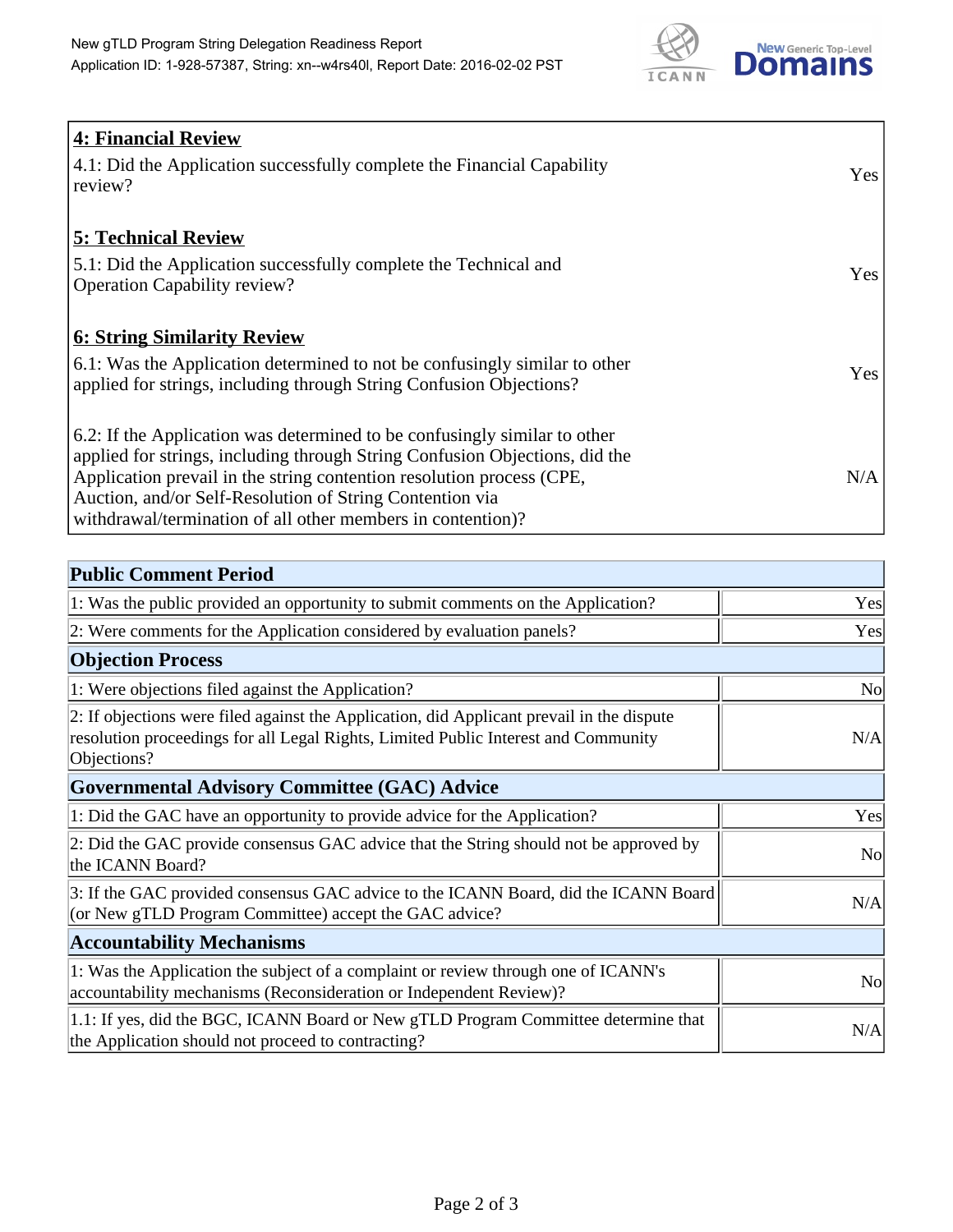| **4: Financial Review** | |
|---|---|
| 4.1: Did the Application successfully complete the Financial Capability review? | Yes |
| **5: Technical Review** | |
| 5.1: Did the Application successfully complete the Technical and Operation Capability review? | Yes |
| **6: String Similarity Review** | |
| 6.1: Was the Application determined to not be confusingly similar to other applied for strings, including through String Confusion Objections? | Yes |
| 6.2: If the Application was determined to be confusingly similar to other applied for strings, including through String Confusion Objections, did the Application prevail in the string contention resolution process (CPE, Auction, and/or Self-Resolution of String Contention via withdrawal/termination of all other members in contention)? | N/A |

| **Public Comment Period** | |
|---|---|
| 1: Was the public provided an opportunity to submit comments on the Application? | Yes |
| 2: Were comments for the Application considered by evaluation panels? | Yes |
| **Objection Process** | |
| 1: Were objections filed against the Application? | No |
| 2: If objections were filed against the Application, did Applicant prevail in the dispute resolution proceedings for all Legal Rights, Limited Public Interest and Community Objections? | N/A |
| **Governmental Advisory Committee (GAC) Advice** | |
| 1: Did the GAC have an opportunity to provide advice for the Application? | Yes |
| 2: Did the GAC provide consensus GAC advice that the String should not be approved by the ICANN Board? | No |
| 3: If the GAC provided consensus GAC advice to the ICANN Board, did the ICANN Board (or New gTLD Program Committee) accept the GAC advice? | N/A |
| **Accountability Mechanisms** | |
| 1: Was the Application the subject of a complaint or review through one of ICANN's accountability mechanisms (Reconsideration or Independent Review)? | No |
| 1.1: If yes, did the BGC, ICANN Board or New gTLD Program Committee determine that the Application should not proceed to contracting? | N/A |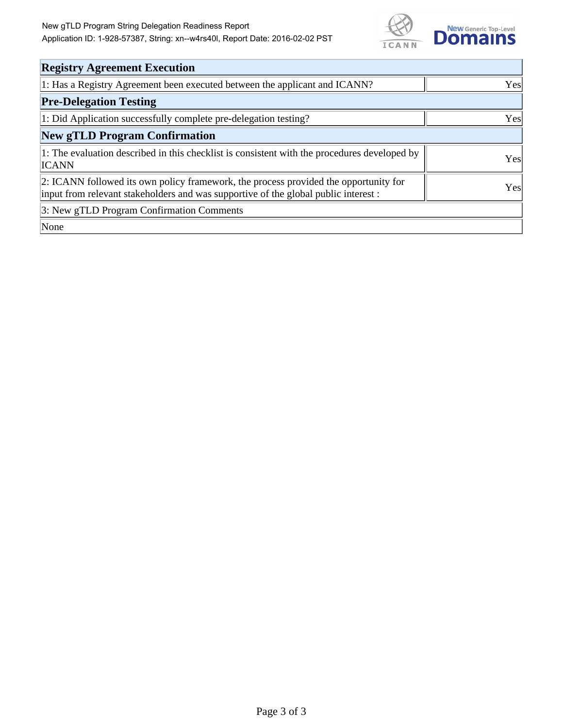## Registry Agreement Execution

| | |
|---|---|
| 1: Has a Registry Agreement been executed between the applicant and ICANN? | Yes |

## Pre-Delegation Testing

| | |
|---|---|
| 1: Did Application successfully complete pre-delegation testing? | Yes |

## New gTLD Program Confirmation

| | |
|---|---|
| 1: The evaluation described in this checklist is consistent with the procedures developed by ICANN | Yes |
| 2: ICANN followed its own policy framework, the process provided the opportunity for input from relevant stakeholders and was supportive of the global public interest : | Yes |

3: New gTLD Program Confirmation Comments

None